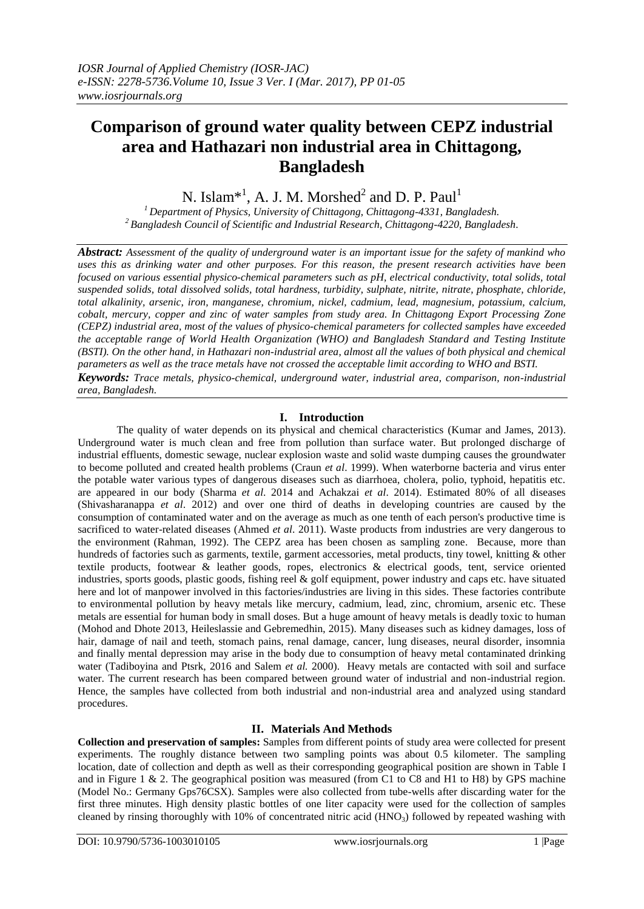# Comparison of ground water quality between CEPZ industrial area and Hathazari non industrial area in Chittagong, Bangladesh

N. Islam*[1], A. J. M. Morshed[2] and D. P. Paul[1]

[1] *Department of Physics, University of Chittagong, Chittagong-4331, Bangladesh.*
[2] *Bangladesh Council of Scientific and Industrial Research, Chittagong-4220, Bangladesh.*

***Abstract:*** *Assessment of the quality of underground water is an important issue for the safety of mankind who uses this as drinking water and other purposes. For this reason, the present research activities have been focused on various essential physico-chemical parameters such as pH, electrical conductivity, total solids, total suspended solids, total dissolved solids, total hardness, turbidity, sulphate, nitrite, nitrate, phosphate, chloride, total alkalinity, arsenic, iron, manganese, chromium, nickel, cadmium, lead, magnesium, potassium, calcium, cobalt, mercury, copper and zinc of water samples from study area. In Chittagong Export Processing Zone (CEPZ) industrial area, most of the values of physico-chemical parameters for collected samples have exceeded the acceptable range of World Health Organization (WHO) and Bangladesh Standard and Testing Institute (BSTI). On the other hand, in Hathazari non-industrial area, almost all the values of both physical and chemical parameters as well as the trace metals have not crossed the acceptable limit according to WHO and BSTI.*

***Keywords:*** *Trace metals, physico-chemical, underground water, industrial area, comparison, non-industrial area, Bangladesh.*

## I. Introduction

The quality of water depends on its physical and chemical characteristics (Kumar and James, 2013). Underground water is much clean and free from pollution than surface water. But prolonged discharge of industrial effluents, domestic sewage, nuclear explosion waste and solid waste dumping causes the groundwater to become polluted and created health problems (Craun *et al*. 1999). When waterborne bacteria and virus enter the potable water various types of dangerous diseases such as diarrhoea, cholera, polio, typhoid, hepatitis etc. are appeared in our body (Sharma *et al.* 2014 and Achakzai *et al*. 2014). Estimated 80% of all diseases (Shivasharanappa *et al*. 2012) and over one third of deaths in developing countries are caused by the consumption of contaminated water and on the average as much as one tenth of each person's productive time is sacrificed to water-related diseases (Ahmed *et al*. 2011). Waste products from industries are very dangerous to the environment (Rahman, 1992). The CEPZ area has been chosen as sampling zone. Because, more than hundreds of factories such as garments, textile, garment accessories, metal products, tiny towel, knitting & other textile products, footwear & leather goods, ropes, electronics & electrical goods, tent, service oriented industries, sports goods, plastic goods, fishing reel & golf equipment, power industry and caps etc. have situated here and lot of manpower involved in this factories/industries are living in this sides. These factories contribute to environmental pollution by heavy metals like mercury, cadmium, lead, zinc, chromium, arsenic etc. These metals are essential for human body in small doses. But a huge amount of heavy metals is deadly toxic to human (Mohod and Dhote 2013, Heileslassie and Gebremedhin, 2015). Many diseases such as kidney damages, loss of hair, damage of nail and teeth, stomach pains, renal damage, cancer, lung diseases, neural disorder, insomnia and finally mental depression may arise in the body due to consumption of heavy metal contaminated drinking water (Tadiboyina and Ptsrk, 2016 and Salem *et al.* 2000). Heavy metals are contacted with soil and surface water. The current research has been compared between ground water of industrial and non-industrial region. Hence, the samples have collected from both industrial and non-industrial area and analyzed using standard procedures.

## II. Materials And Methods

**Collection and preservation of samples:** Samples from different points of study area were collected for present experiments. The roughly distance between two sampling points was about 0.5 kilometer. The sampling location, date of collection and depth as well as their corresponding geographical position are shown in Table I and in Figure 1 & 2. The geographical position was measured (from C1 to C8 and H1 to H8) by GPS machine (Model No.: Germany Gps76CSX). Samples were also collected from tube-wells after discarding water for the first three minutes. High density plastic bottles of one liter capacity were used for the collection of samples cleaned by rinsing thoroughly with 10% of concentrated nitric acid ($HNO_3$) followed by repeated washing with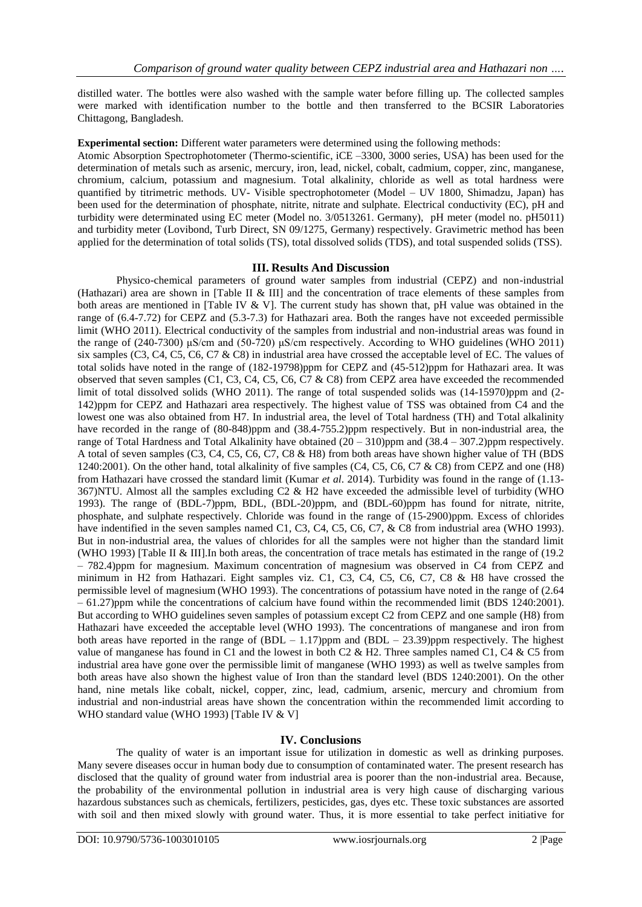distilled water. The bottles were also washed with the sample water before filling up. The collected samples were marked with identification number to the bottle and then transferred to the BCSIR Laboratories Chittagong, Bangladesh.

**Experimental section:** Different water parameters were determined using the following methods:

Atomic Absorption Spectrophotometer (Thermo-scientific, iCE –3300, 3000 series, USA) has been used for the determination of metals such as arsenic, mercury, iron, lead, nickel, cobalt, cadmium, copper, zinc, manganese, chromium, calcium, potassium and magnesium. Total alkalinity, chloride as well as total hardness were quantified by titrimetric methods. UV- Visible spectrophotometer (Model – UV 1800, Shimadzu, Japan) has been used for the determination of phosphate, nitrite, nitrate and sulphate. Electrical conductivity (EC), pH and turbidity were determined using EC meter (Model no. 3/0513261. Germany), pH meter (model no. pH5011) and turbidity meter (Lovibond, Turb Direct, SN 09/1275, Germany) respectively. Gravimetric method has been applied for the determination of total solids (TS), total dissolved solids (TDS), and total suspended solids (TSS).

## III. Results And Discussion

Physico-chemical parameters of ground water samples from industrial (CEPZ) and non-industrial (Hathazari) area are shown in [Table II & III] and the concentration of trace elements of these samples from both areas are mentioned in [Table IV & V]. The current study has shown that, pH value was obtained in the range of (6.4-7.72) for CEPZ and (5.3-7.3) for Hathazari area. Both the ranges have not exceeded permissible limit (WHO 2011). Electrical conductivity of the samples from industrial and non-industrial areas was found in the range of (240-7300) μS/cm and (50-720) μS/cm respectively. According to WHO guidelines (WHO 2011) six samples (C3, C4, C5, C6, C7 & C8) in industrial area have crossed the acceptable level of EC. The values of total solids have noted in the range of (182-19798)ppm for CEPZ and (45-512)ppm for Hathazari area. It was observed that seven samples (C1, C3, C4, C5, C6, C7 & C8) from CEPZ area have exceeded the recommended limit of total dissolved solids (WHO 2011). The range of total suspended solids was (14-15970)ppm and (2-142)ppm for CEPZ and Hathazari area respectively. The highest value of TSS was obtained from C4 and the lowest one was also obtained from H7. In industrial area, the level of Total hardness (TH) and Total alkalinity have recorded in the range of (80-848)ppm and (38.4-755.2)ppm respectively. But in non-industrial area, the range of Total Hardness and Total Alkalinity have obtained (20 – 310)ppm and (38.4 – 307.2)ppm respectively. A total of seven samples (C3, C4, C5, C6, C7, C8 & H8) from both areas have shown higher value of TH (BDS 1240:2001). On the other hand, total alkalinity of five samples (C4, C5, C6, C7 & C8) from CEPZ and one (H8) from Hathazari have crossed the standard limit (Kumar *et al*. 2014). Turbidity was found in the range of (1.13-367)NTU. Almost all the samples excluding C2 & H2 have exceeded the admissible level of turbidity (WHO 1993). The range of (BDL-7)ppm, BDL, (BDL-20)ppm, and (BDL-60)ppm has found for nitrate, nitrite, phosphate, and sulphate respectively. Chloride was found in the range of (15-2900)ppm. Excess of chlorides have indentified in the seven samples named C1, C3, C4, C5, C6, C7, & C8 from industrial area (WHO 1993). But in non-industrial area, the values of chlorides for all the samples were not higher than the standard limit (WHO 1993) [Table II & III].In both areas, the concentration of trace metals has estimated in the range of (19.2 – 782.4)ppm for magnesium. Maximum concentration of magnesium was observed in C4 from CEPZ and minimum in H2 from Hathazari. Eight samples viz. C1, C3, C4, C5, C6, C7, C8 & H8 have crossed the permissible level of magnesium (WHO 1993). The concentrations of potassium have noted in the range of (2.64 – 61.27)ppm while the concentrations of calcium have found within the recommended limit (BDS 1240:2001). But according to WHO guidelines seven samples of potassium except C2 from CEPZ and one sample (H8) from Hathazari have exceeded the acceptable level (WHO 1993). The concentrations of manganese and iron from both areas have reported in the range of (BDL – 1.17)ppm and (BDL – 23.39)ppm respectively. The highest value of manganese has found in C1 and the lowest in both C2 & H2. Three samples named C1, C4 & C5 from industrial area have gone over the permissible limit of manganese (WHO 1993) as well as twelve samples from both areas have also shown the highest value of Iron than the standard level (BDS 1240:2001). On the other hand, nine metals like cobalt, nickel, copper, zinc, lead, cadmium, arsenic, mercury and chromium from industrial and non-industrial areas have shown the concentration within the recommended limit according to WHO standard value (WHO 1993) [Table IV & V]

## IV. Conclusions

The quality of water is an important issue for utilization in domestic as well as drinking purposes. Many severe diseases occur in human body due to consumption of contaminated water. The present research has disclosed that the quality of ground water from industrial area is poorer than the non-industrial area. Because, the probability of the environmental pollution in industrial area is very high cause of discharging various hazardous substances such as chemicals, fertilizers, pesticides, gas, dyes etc. These toxic substances are assorted with soil and then mixed slowly with ground water. Thus, it is more essential to take perfect initiative for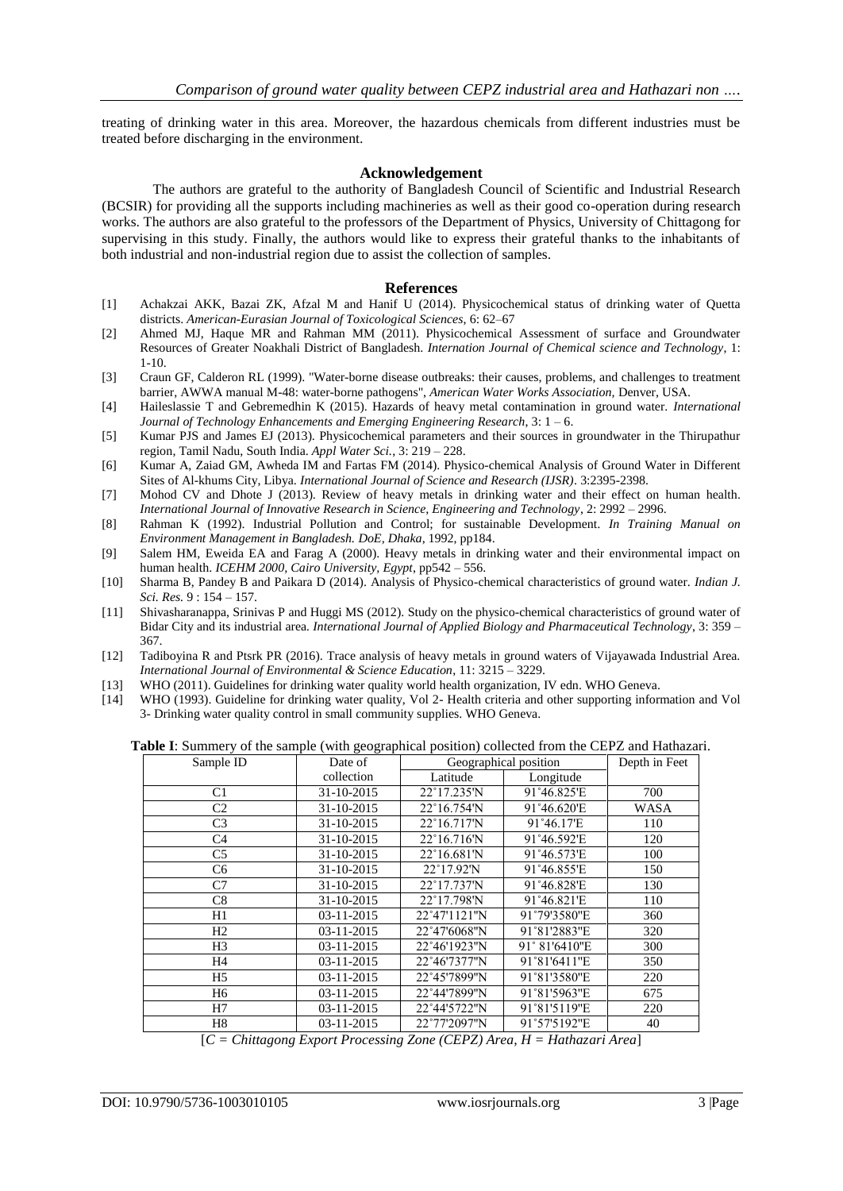treating of drinking water in this area. Moreover, the hazardous chemicals from different industries must be treated before discharging in the environment.

## Acknowledgement

The authors are grateful to the authority of Bangladesh Council of Scientific and Industrial Research (BCSIR) for providing all the supports including machineries as well as their good co-operation during research works. The authors are also grateful to the professors of the Department of Physics, University of Chittagong for supervising in this study. Finally, the authors would like to express their grateful thanks to the inhabitants of both industrial and non-industrial region due to assist the collection of samples.

## References

[1] Achakzai AKK, Bazai ZK, Afzal M and Hanif U (2014). Physicochemical status of drinking water of Quetta districts. *American-Eurasian Journal of Toxicological Sciences*, 6: 62–67

[2] Ahmed MJ, Haque MR and Rahman MM (2011). Physicochemical Assessment of surface and Groundwater Resources of Greater Noakhali District of Bangladesh. *Internation Journal of Chemical science and Technology*, 1: 1-10.

[3] Craun GF, Calderon RL (1999). "Water-borne disease outbreaks: their causes, problems, and challenges to treatment barrier, AWWA manual M-48: water-borne pathogens", *American Water Works Association*, Denver, USA.

[4] Haileslassie T and Gebremedhin K (2015). Hazards of heavy metal contamination in ground water. *International Journal of Technology Enhancements and Emerging Engineering Research*, 3: 1 – 6.

[5] Kumar PJS and James EJ (2013). Physicochemical parameters and their sources in groundwater in the Thirupathur region, Tamil Nadu, South India. *Appl Water Sci.*, 3: 219 – 228.

[6] Kumar A, Zaiad GM, Awheda IM and Fartas FM (2014). Physico-chemical Analysis of Ground Water in Different Sites of Al-khums City, Libya. *International Journal of Science and Research (IJSR)*. 3:2395-2398.

[7] Mohod CV and Dhote J (2013). Review of heavy metals in drinking water and their effect on human health. *International Journal of Innovative Research in Science, Engineering and Technology*, 2: 2992 – 2996.

[8] Rahman K (1992). Industrial Pollution and Control; for sustainable Development. *In Training Manual on Environment Management in Bangladesh. DoE, Dhaka*, 1992, pp184.

[9] Salem HM, Eweida EA and Farag A (2000). Heavy metals in drinking water and their environmental impact on human health. *ICEHM 2000, Cairo University, Egypt*, pp542 – 556.

[10] Sharma B, Pandey B and Paikara D (2014). Analysis of Physico-chemical characteristics of ground water. *Indian J. Sci. Res.* 9 : 154 – 157.

[11] Shivasharanappa, Srinivas P and Huggi MS (2012). Study on the physico-chemical characteristics of ground water of Bidar City and its industrial area. *International Journal of Applied Biology and Pharmaceutical Technology*, 3: 359 – 367.

[12] Tadiboyina R and Ptsrk PR (2016). Trace analysis of heavy metals in ground waters of Vijayawada Industrial Area. *International Journal of Environmental & Science Education*, 11: 3215 – 3229.

[13] WHO (2011). Guidelines for drinking water quality world health organization, IV edn. WHO Geneva.

[14] WHO (1993). Guideline for drinking water quality, Vol 2- Health criteria and other supporting information and Vol 3- Drinking water quality control in small community supplies. WHO Geneva.

**Table I**: Summery of the sample (with geographical position) collected from the CEPZ and Hathazari.

| Sample ID | Date of collection | Geographical position | | Depth in Feet |
|---|---|---|---|---|
| | | Latitude | Longitude | |
| C1 | 31-10-2015 | 22˚17.235'N | 91˚46.825'E | 700 |
| C2 | 31-10-2015 | 22˚16.754'N | 91˚46.620'E | WASA |
| C3 | 31-10-2015 | 22˚16.717'N | 91˚46.17'E | 110 |
| C4 | 31-10-2015 | 22˚16.716'N | 91˚46.592'E | 120 |
| C5 | 31-10-2015 | 22˚16.681'N | 91˚46.573'E | 100 |
| C6 | 31-10-2015 | 22˚17.92'N | 91˚46.855'E | 150 |
| C7 | 31-10-2015 | 22˚17.737'N | 91˚46.828'E | 130 |
| C8 | 31-10-2015 | 22˚17.798'N | 91˚46.821'E | 110 |
| H1 | 03-11-2015 | 22˚47'1121"N | 91˚79'3580"E | 360 |
| H2 | 03-11-2015 | 22˚47'6068"N | 91˚81'2883"E | 320 |
| H3 | 03-11-2015 | 22˚46'1923"N | 91˚ 81'6410"E | 300 |
| H4 | 03-11-2015 | 22˚46'7377"N | 91˚81'6411"E | 350 |
| H5 | 03-11-2015 | 22˚45'7899"N | 91˚81'3580"E | 220 |
| H6 | 03-11-2015 | 22˚44'7899"N | 91˚81'5963"E | 675 |
| H7 | 03-11-2015 | 22˚44'5722"N | 91˚81'5119"E | 220 |
| H8 | 03-11-2015 | 22˚77'2097"N | 91˚57'5192"E | 40 |

[*C = Chittagong Export Processing Zone (CEPZ) Area, H = Hathazari Area*]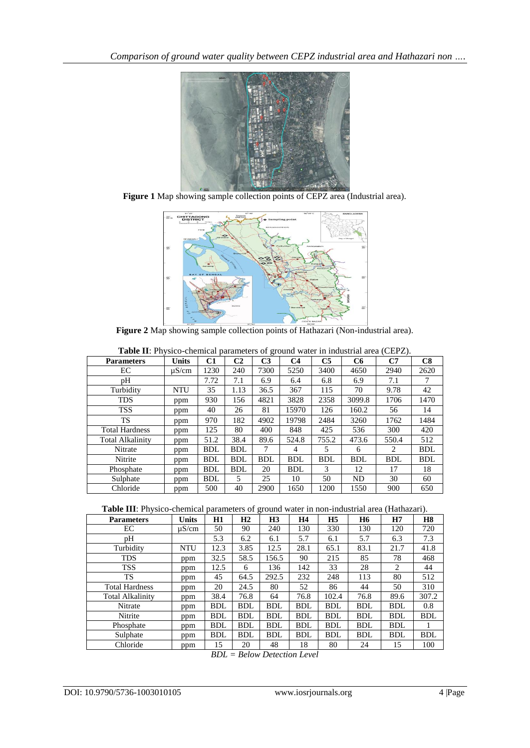**Figure 1** Map showing sample collection points of CEPZ area (Industrial area).

**Figure 2** Map showing sample collection points of Hathazari (Non-industrial area).

**Table II**: Physico-chemical parameters of ground water in industrial area (CEPZ).

| Parameters | Units | C1 | C2 | C3 | C4 | C5 | C6 | C7 | C8 |
|---|---|---|---|---|---|---|---|---|---|
| EC | μS/cm | 1230 | 240 | 7300 | 5250 | 3400 | 4650 | 2940 | 2620 |
| pH | | 7.72 | 7.1 | 6.9 | 6.4 | 6.8 | 6.9 | 7.1 | 7 |
| Turbidity | NTU | 35 | 1.13 | 36.5 | 367 | 115 | 70 | 9.78 | 42 |
| TDS | ppm | 930 | 156 | 4821 | 3828 | 2358 | 3099.8 | 1706 | 1470 |
| TSS | ppm | 40 | 26 | 81 | 15970 | 126 | 160.2 | 56 | 14 |
| TS | ppm | 970 | 182 | 4902 | 19798 | 2484 | 3260 | 1762 | 1484 |
| Total Hardness | ppm | 125 | 80 | 400 | 848 | 425 | 536 | 300 | 420 |
| Total Alkalinity | ppm | 51.2 | 38.4 | 89.6 | 524.8 | 755.2 | 473.6 | 550.4 | 512 |
| Nitrate | ppm | BDL | BDL | 7 | 4 | 5 | 6 | 2 | BDL |
| Nitrite | ppm | BDL | BDL | BDL | BDL | BDL | BDL | BDL | BDL |
| Phosphate | ppm | BDL | BDL | 20 | BDL | 3 | 12 | 17 | 18 |
| Sulphate | ppm | BDL | 5 | 25 | 10 | 50 | ND | 30 | 60 |
| Chloride | ppm | 500 | 40 | 2900 | 1650 | 1200 | 1550 | 900 | 650 |

**Table III**: Physico-chemical parameters of ground water in non-industrial area (Hathazari).

| Parameters | Units | H1 | H2 | H3 | H4 | H5 | H6 | H7 | H8 |
|---|---|---|---|---|---|---|---|---|---|
| EC | μS/cm | 50 | 90 | 240 | 130 | 330 | 130 | 120 | 720 |
| pH | | 5.3 | 6.2 | 6.1 | 5.7 | 6.1 | 5.7 | 6.3 | 7.3 |
| Turbidity | NTU | 12.3 | 3.85 | 12.5 | 28.1 | 65.1 | 83.1 | 21.7 | 41.8 |
| TDS | ppm | 32.5 | 58.5 | 156.5 | 90 | 215 | 85 | 78 | 468 |
| TSS | ppm | 12.5 | 6 | 136 | 142 | 33 | 28 | 2 | 44 |
| TS | ppm | 45 | 64.5 | 292.5 | 232 | 248 | 113 | 80 | 512 |
| Total Hardness | ppm | 20 | 24.5 | 80 | 52 | 86 | 44 | 50 | 310 |
| Total Alkalinity | ppm | 38.4 | 76.8 | 64 | 76.8 | 102.4 | 76.8 | 89.6 | 307.2 |
| Nitrate | ppm | BDL | BDL | BDL | BDL | BDL | BDL | BDL | 0.8 |
| Nitrite | ppm | BDL | BDL | BDL | BDL | BDL | BDL | BDL | BDL |
| Phosphate | ppm | BDL | BDL | BDL | BDL | BDL | BDL | BDL | 1 |
| Sulphate | ppm | BDL | BDL | BDL | BDL | BDL | BDL | BDL | BDL |
| Chloride | ppm | 15 | 20 | 48 | 18 | 80 | 24 | 15 | 100 |

*BDL = Below Detection Level*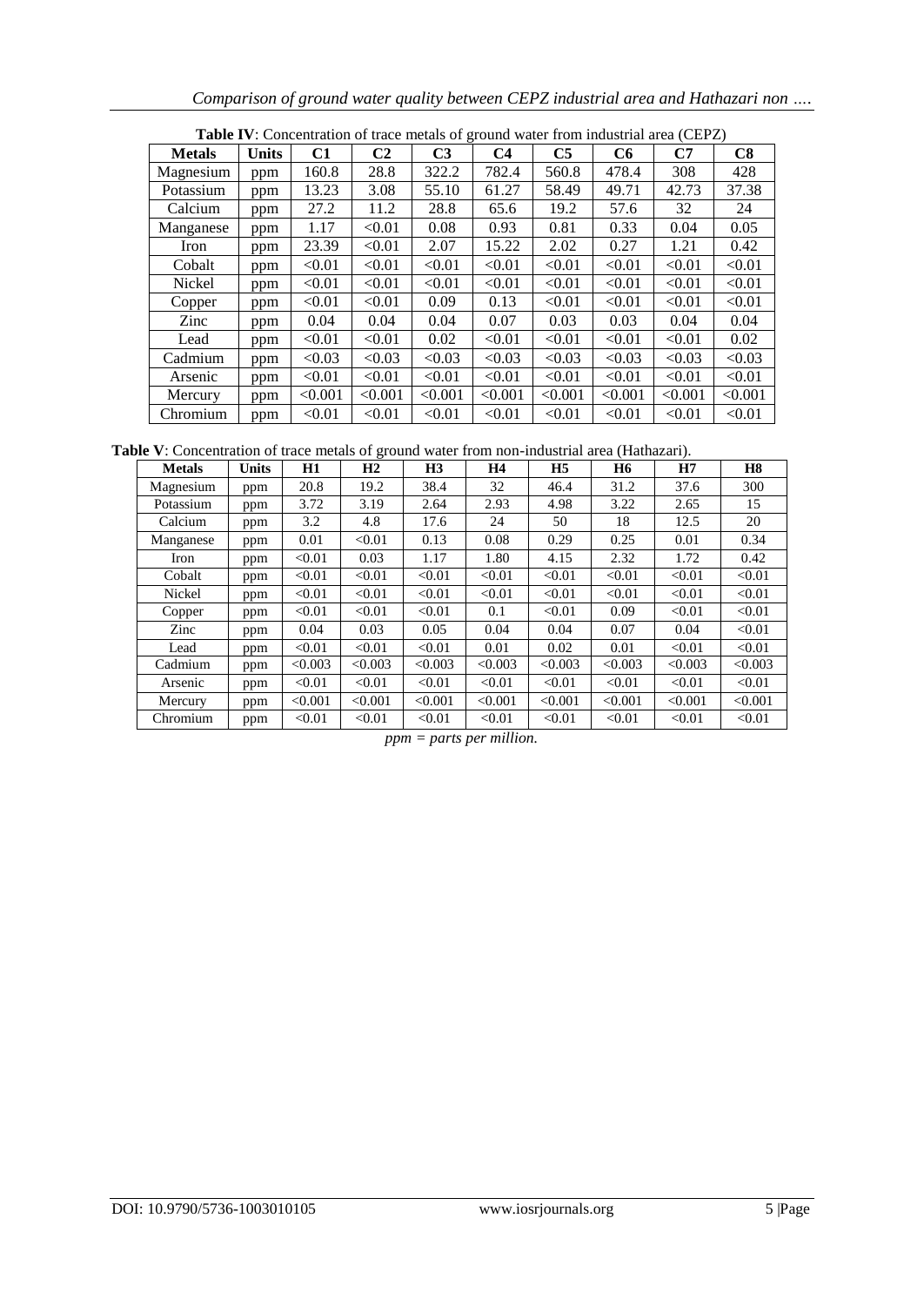**Table IV**: Concentration of trace metals of ground water from industrial area (CEPZ)

| Metals | Units | C1 | C2 | C3 | C4 | C5 | C6 | C7 | C8 |
|---|---|---|---|---|---|---|---|---|---|
| Magnesium | ppm | 160.8 | 28.8 | 322.2 | 782.4 | 560.8 | 478.4 | 308 | 428 |
| Potassium | ppm | 13.23 | 3.08 | 55.10 | 61.27 | 58.49 | 49.71 | 42.73 | 37.38 |
| Calcium | ppm | 27.2 | 11.2 | 28.8 | 65.6 | 19.2 | 57.6 | 32 | 24 |
| Manganese | ppm | 1.17 | <0.01 | 0.08 | 0.93 | 0.81 | 0.33 | 0.04 | 0.05 |
| Iron | ppm | 23.39 | <0.01 | 2.07 | 15.22 | 2.02 | 0.27 | 1.21 | 0.42 |
| Cobalt | ppm | <0.01 | <0.01 | <0.01 | <0.01 | <0.01 | <0.01 | <0.01 | <0.01 |
| Nickel | ppm | <0.01 | <0.01 | <0.01 | <0.01 | <0.01 | <0.01 | <0.01 | <0.01 |
| Copper | ppm | <0.01 | <0.01 | 0.09 | 0.13 | <0.01 | <0.01 | <0.01 | <0.01 |
| Zinc | ppm | 0.04 | 0.04 | 0.04 | 0.07 | 0.03 | 0.03 | 0.04 | 0.04 |
| Lead | ppm | <0.01 | <0.01 | 0.02 | <0.01 | <0.01 | <0.01 | <0.01 | 0.02 |
| Cadmium | ppm | <0.03 | <0.03 | <0.03 | <0.03 | <0.03 | <0.03 | <0.03 | <0.03 |
| Arsenic | ppm | <0.01 | <0.01 | <0.01 | <0.01 | <0.01 | <0.01 | <0.01 | <0.01 |
| Mercury | ppm | <0.001 | <0.001 | <0.001 | <0.001 | <0.001 | <0.001 | <0.001 | <0.001 |
| Chromium | ppm | <0.01 | <0.01 | <0.01 | <0.01 | <0.01 | <0.01 | <0.01 | <0.01 |

**Table V**: Concentration of trace metals of ground water from non-industrial area (Hathazari).

| Metals | Units | H1 | H2 | H3 | H4 | H5 | H6 | H7 | H8 |
|---|---|---|---|---|---|---|---|---|---|
| Magnesium | ppm | 20.8 | 19.2 | 38.4 | 32 | 46.4 | 31.2 | 37.6 | 300 |
| Potassium | ppm | 3.72 | 3.19 | 2.64 | 2.93 | 4.98 | 3.22 | 2.65 | 15 |
| Calcium | ppm | 3.2 | 4.8 | 17.6 | 24 | 50 | 18 | 12.5 | 20 |
| Manganese | ppm | 0.01 | <0.01 | 0.13 | 0.08 | 0.29 | 0.25 | 0.01 | 0.34 |
| Iron | ppm | <0.01 | 0.03 | 1.17 | 1.80 | 4.15 | 2.32 | 1.72 | 0.42 |
| Cobalt | ppm | <0.01 | <0.01 | <0.01 | <0.01 | <0.01 | <0.01 | <0.01 | <0.01 |
| Nickel | ppm | <0.01 | <0.01 | <0.01 | <0.01 | <0.01 | <0.01 | <0.01 | <0.01 |
| Copper | ppm | <0.01 | <0.01 | <0.01 | 0.1 | <0.01 | 0.09 | <0.01 | <0.01 |
| Zinc | ppm | 0.04 | 0.03 | 0.05 | 0.04 | 0.04 | 0.07 | 0.04 | <0.01 |
| Lead | ppm | <0.01 | <0.01 | <0.01 | 0.01 | 0.02 | 0.01 | <0.01 | <0.01 |
| Cadmium | ppm | <0.003 | <0.003 | <0.003 | <0.003 | <0.003 | <0.003 | <0.003 | <0.003 |
| Arsenic | ppm | <0.01 | <0.01 | <0.01 | <0.01 | <0.01 | <0.01 | <0.01 | <0.01 |
| Mercury | ppm | <0.001 | <0.001 | <0.001 | <0.001 | <0.001 | <0.001 | <0.001 | <0.001 |
| Chromium | ppm | <0.01 | <0.01 | <0.01 | <0.01 | <0.01 | <0.01 | <0.01 | <0.01 |

*ppm = parts per million.*